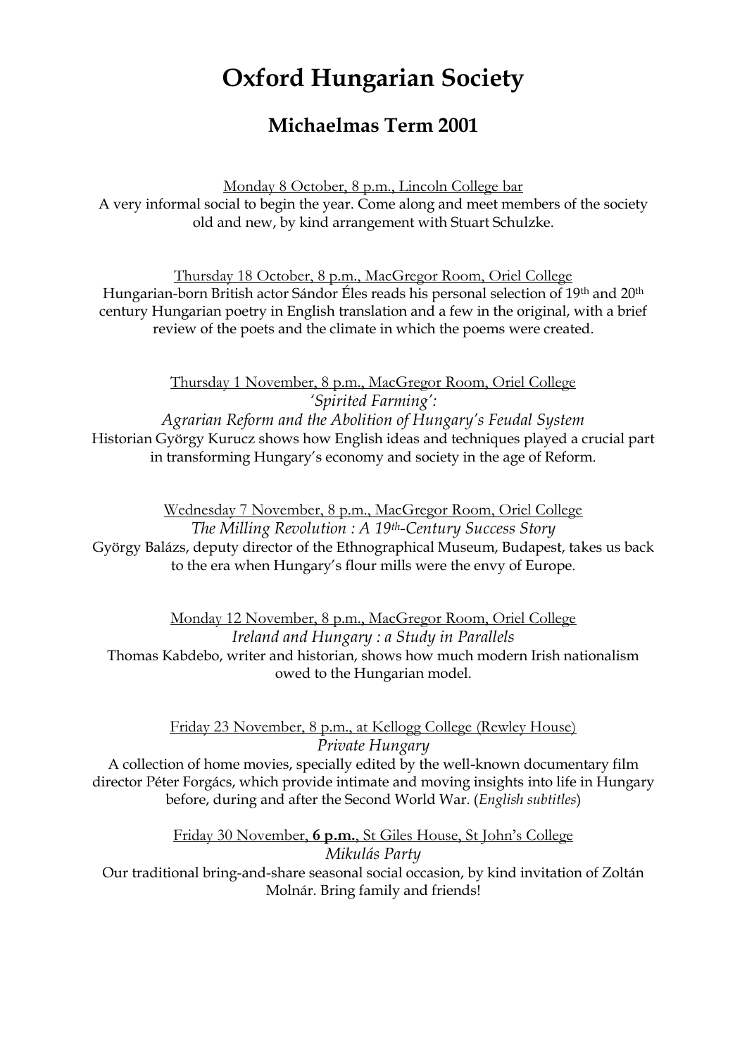# Oxford Hungarian Society

## Michaelmas Term 2001

<u>Monday 8 October, 8 p.m., Lincoln College bar</u>

A very informal social to begin the year. Come along and meet members of the society old and new, by kind arrangement with Stuart Schulzke.

<u>Thursday 18 October, 8 p.m., MacGregor Room, Oriel College</u>

Hungarian-born British actor Sándor Éles reads his personal selection of 19th and 20th century Hungarian poetry in English translation and a few in the original, with a brief review of the poets and the climate in which the poems were created.

<u>Thursday 1 November, 8 p.m., MacGregor Room, Oriel College</u>

*'Spirited Farming':*
*Agrarian Reform and the Abolition of Hungary's Feudal System*

Historian György Kurucz shows how English ideas and techniques played a crucial part in transforming Hungary's economy and society in the age of Reform.

<u>Wednesday 7 November, 8 p.m., MacGregor Room, Oriel College</u>

*The Milling Revolution : A 19th-Century Success Story*

György Balázs, deputy director of the Ethnographical Museum, Budapest, takes us back to the era when Hungary's flour mills were the envy of Europe.

<u>Monday 12 November, 8 p.m., MacGregor Room, Oriel College</u>

*Ireland and Hungary : a Study in Parallels*

Thomas Kabdebo, writer and historian, shows how much modern Irish nationalism owed to the Hungarian model.

<u>Friday 23 November, 8 p.m., at Kellogg College (Rewley House)</u>

*Private Hungary*

A collection of home movies, specially edited by the well-known documentary film director Péter Forgács, which provide intimate and moving insights into life in Hungary before, during and after the Second World War. (*English subtitles*)

<u>Friday 30 November, **6 p.m.**, St Giles House, St John's College</u>

*Mikulás Party*

Our traditional bring-and-share seasonal social occasion, by kind invitation of Zoltán Molnár. Bring family and friends!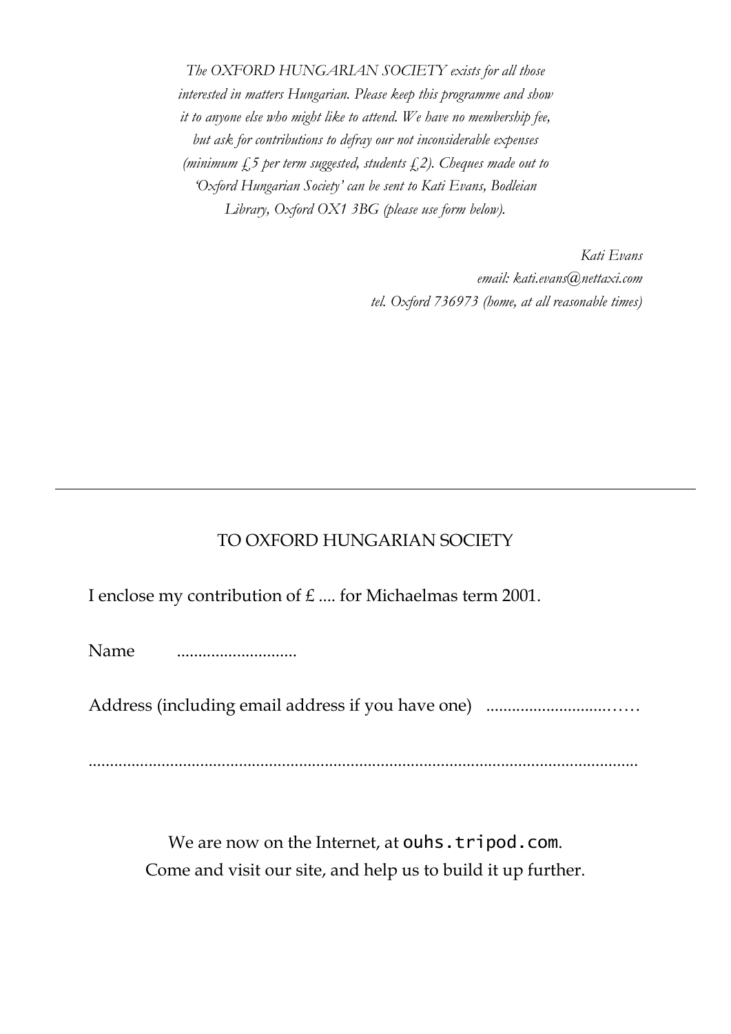*The OXFORD HUNGARIAN SOCIETY exists for all those interested in matters Hungarian. Please keep this programme and show it to anyone else who might like to attend. We have no membership fee, but ask for contributions to defray our not inconsiderable expenses (minimum £5 per term suggested, students £2). Cheques made out to 'Oxford Hungarian Society' can be sent to Kati Evans, Bodleian Library, Oxford OX1 3BG (please use form below).*

*Kati Evans*
*email: kati.evans@nettaxi.com*
*tel. Oxford 736973 (home, at all reasonable times)*

---

TO OXFORD HUNGARIAN SOCIETY

I enclose my contribution of £ .... for Michaelmas term 2001.

Name ............................

Address (including email address if you have one) ...............................

...............................................................................................................

We are now on the Internet, at `ouhs.tripod.com`.
Come and visit our site, and help us to build it up further.